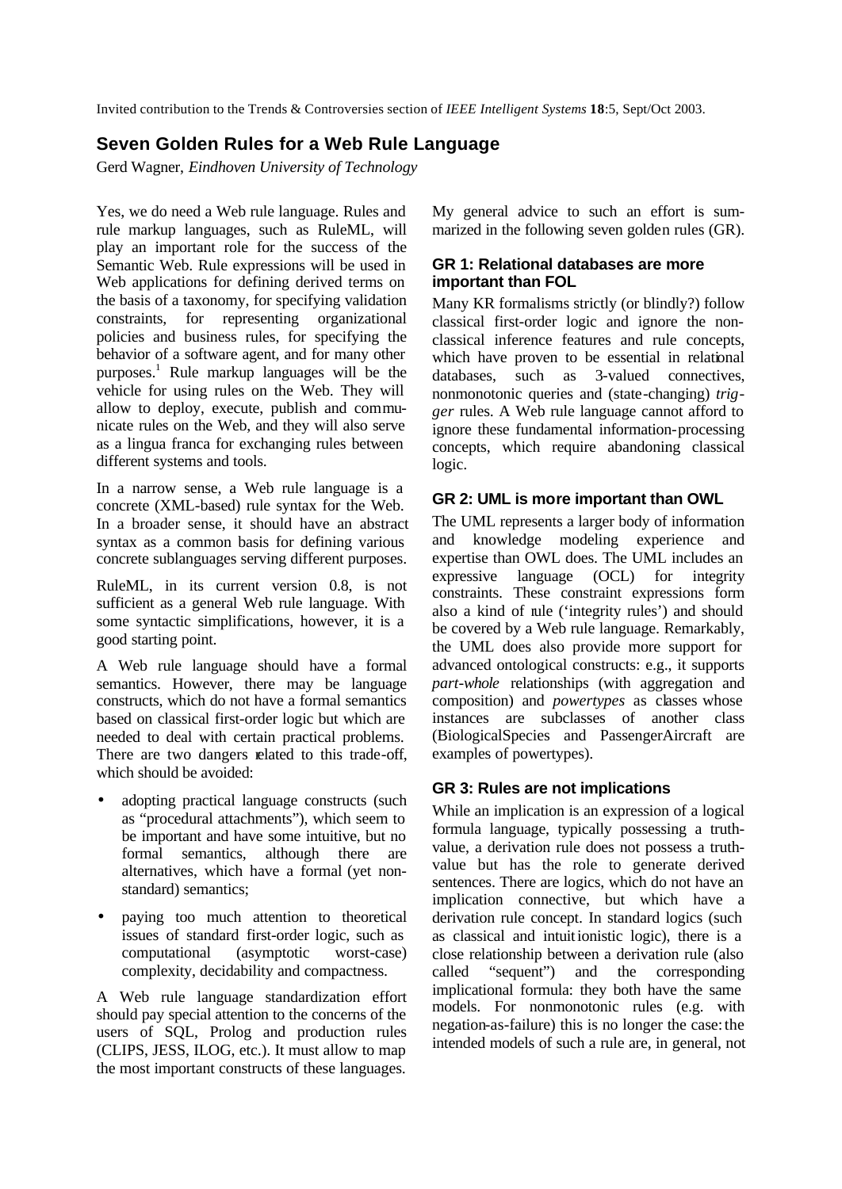Invited contribution to the Trends & Controversies section of *IEEE Intelligent Systems* **18**:5, Sept/Oct 2003.

# Seven Golden Rules for a Web Rule Language

Gerd Wagner, *Eindhoven University of Technology*

Yes, we do need a Web rule language. Rules and rule markup languages, such as RuleML, will play an important role for the success of the Semantic Web. Rule expressions will be used in Web applications for defining derived terms on the basis of a taxonomy, for specifying validation constraints, for representing organizational policies and business rules, for specifying the behavior of a software agent, and for many other purposes.[1] Rule markup languages will be the vehicle for using rules on the Web. They will allow to deploy, execute, publish and communicate rules on the Web, and they will also serve as a lingua franca for exchanging rules between different systems and tools.

In a narrow sense, a Web rule language is a concrete (XML-based) rule syntax for the Web. In a broader sense, it should have an abstract syntax as a common basis for defining various concrete sublanguages serving different purposes.

RuleML, in its current version 0.8, is not sufficient as a general Web rule language. With some syntactic simplifications, however, it is a good starting point.

A Web rule language should have a formal semantics. However, there may be language constructs, which do not have a formal semantics based on classical first-order logic but which are needed to deal with certain practical problems. There are two dangers related to this trade-off, which should be avoided:

- adopting practical language constructs (such as "procedural attachments"), which seem to be important and have some intuitive, but no formal semantics, although there are alternatives, which have a formal (yet non-standard) semantics;
- paying too much attention to theoretical issues of standard first-order logic, such as computational (asymptotic worst-case) complexity, decidability and compactness.

A Web rule language standardization effort should pay special attention to the concerns of the users of SQL, Prolog and production rules (CLIPS, JESS, ILOG, etc.). It must allow to map the most important constructs of these languages.

My general advice to such an effort is summarized in the following seven golden rules (GR).

### GR 1: Relational databases are more important than FOL

Many KR formalisms strictly (or blindly?) follow classical first-order logic and ignore the non-classical inference features and rule concepts, which have proven to be essential in relational databases, such as 3-valued connectives, nonmonotonic queries and (state-changing) *trigger* rules. A Web rule language cannot afford to ignore these fundamental information-processing concepts, which require abandoning classical logic.

### GR 2: UML is more important than OWL

The UML represents a larger body of information and knowledge modeling experience and expertise than OWL does. The UML includes an expressive language (OCL) for integrity constraints. These constraint expressions form also a kind of rule ('integrity rules') and should be covered by a Web rule language. Remarkably, the UML does also provide more support for advanced ontological constructs: e.g., it supports *part-whole* relationships (with aggregation and composition) and *powertypes* as classes whose instances are subclasses of another class (BiologicalSpecies and PassengerAircraft are examples of powertypes).

### GR 3: Rules are not implications

While an implication is an expression of a logical formula language, typically possessing a truth-value, a derivation rule does not possess a truth-value but has the role to generate derived sentences. There are logics, which do not have an implication connective, but which have a derivation rule concept. In standard logics (such as classical and intuitionistic logic), there is a close relationship between a derivation rule (also called "sequent") and the corresponding implicational formula: they both have the same models. For nonmonotonic rules (e.g. with negation-as-failure) this is no longer the case: the intended models of such a rule are, in general, not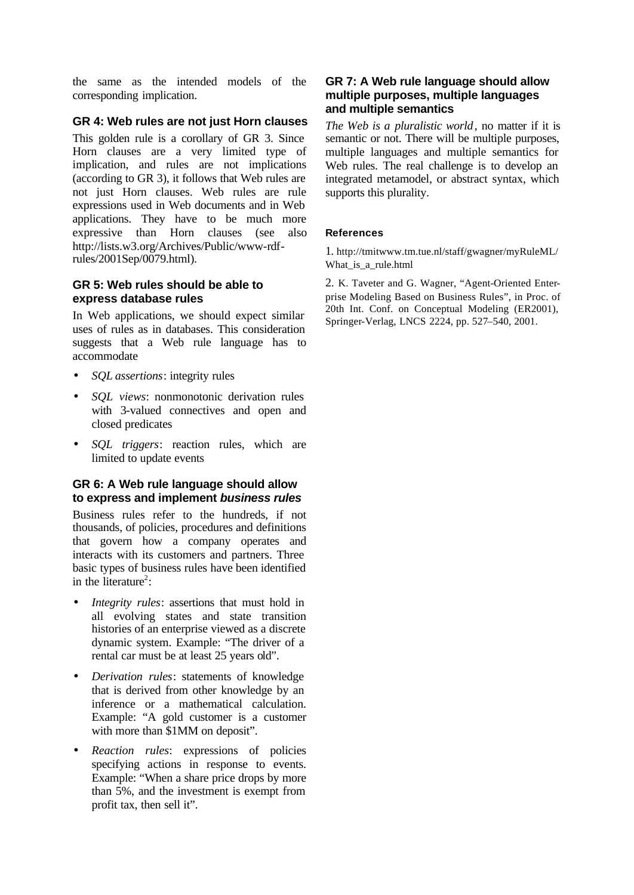the same as the intended models of the corresponding implication.

### GR 4: Web rules are not just Horn clauses

This golden rule is a corollary of GR 3. Since Horn clauses are a very limited type of implication, and rules are not implications (according to GR 3), it follows that Web rules are not just Horn clauses. Web rules are rule expressions used in Web documents and in Web applications. They have to be much more expressive than Horn clauses (see also http://lists.w3.org/Archives/Public/www-rdf-rules/2001Sep/0079.html).

### GR 5: Web rules should be able to express database rules

In Web applications, we should expect similar uses of rules as in databases. This consideration suggests that a Web rule language has to accommodate

- *SQL assertions*: integrity rules
- *SQL views*: nonmonotonic derivation rules with 3-valued connectives and open and closed predicates
- *SQL triggers*: reaction rules, which are limited to update events

### GR 6: A Web rule language should allow to express and implement *business rules*

Business rules refer to the hundreds, if not thousands, of policies, procedures and definitions that govern how a company operates and interacts with its customers and partners. Three basic types of business rules have been identified in the literature[2]:

- *Integrity rules*: assertions that must hold in all evolving states and state transition histories of an enterprise viewed as a discrete dynamic system. Example: "The driver of a rental car must be at least 25 years old".
- *Derivation rules*: statements of knowledge that is derived from other knowledge by an inference or a mathematical calculation. Example: "A gold customer is a customer with more than $1MM on deposit".
- *Reaction rules*: expressions of policies specifying actions in response to events. Example: "When a share price drops by more than 5%, and the investment is exempt from profit tax, then sell it".

### GR 7: A Web rule language should allow multiple purposes, multiple languages and multiple semantics

*The Web is a pluralistic world*, no matter if it is semantic or not. There will be multiple purposes, multiple languages and multiple semantics for Web rules. The real challenge is to develop an integrated metamodel, or abstract syntax, which supports this plurality.

#### References

1. http://tmitwww.tm.tue.nl/staff/gwagner/myRuleML/What_is_a_rule.html

2. K. Taveter and G. Wagner, "Agent-Oriented Enterprise Modeling Based on Business Rules", in Proc. of 20th Int. Conf. on Conceptual Modeling (ER2001), Springer-Verlag, LNCS 2224, pp. 527–540, 2001.